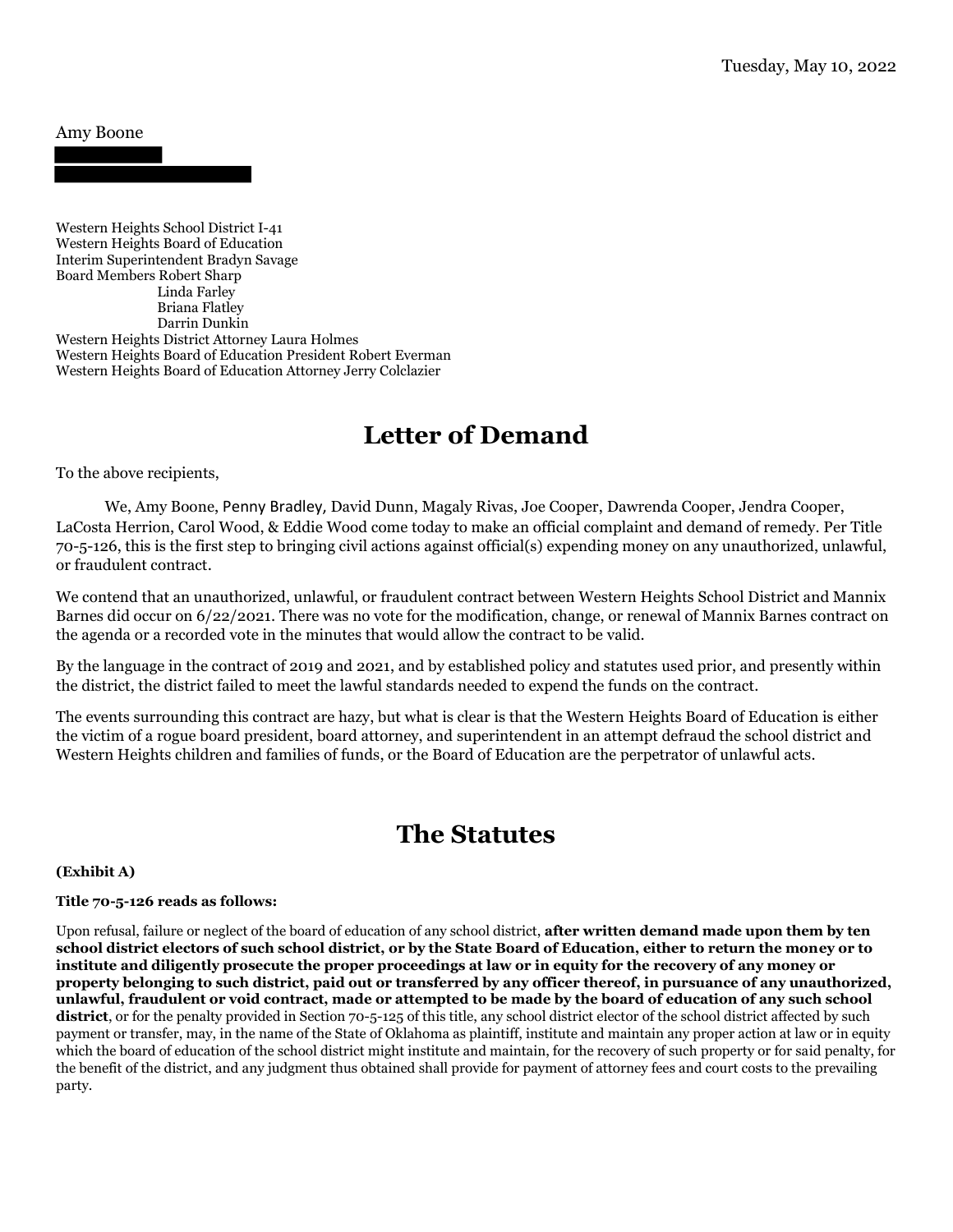Tuesday, May 10, 2022

Amy Boone

Western Heights School District I-41
Western Heights Board of Education
Interim Superintendent Bradyn Savage
Board Members Robert Sharp
Linda Farley
Briana Flatley
Darrin Dunkin
Western Heights District Attorney Laura Holmes
Western Heights Board of Education President Robert Everman
Western Heights Board of Education Attorney Jerry Colclazier

# Letter of Demand

To the above recipients,

We, Amy Boone, Penny Bradley, David Dunn, Magaly Rivas, Joe Cooper, Dawrenda Cooper, Jendra Cooper, LaCosta Herrion, Carol Wood, & Eddie Wood come today to make an official complaint and demand of remedy. Per Title 70-5-126, this is the first step to bringing civil actions against official(s) expending money on any unauthorized, unlawful, or fraudulent contract.

We contend that an unauthorized, unlawful, or fraudulent contract between Western Heights School District and Mannix Barnes did occur on 6/22/2021. There was no vote for the modification, change, or renewal of Mannix Barnes contract on the agenda or a recorded vote in the minutes that would allow the contract to be valid.

By the language in the contract of 2019 and 2021, and by established policy and statutes used prior, and presently within the district, the district failed to meet the lawful standards needed to expend the funds on the contract.

The events surrounding this contract are hazy, but what is clear is that the Western Heights Board of Education is either the victim of a rogue board president, board attorney, and superintendent in an attempt defraud the school district and Western Heights children and families of funds, or the Board of Education are the perpetrator of unlawful acts.

# The Statutes

**(Exhibit A)**

**Title 70-5-126 reads as follows:**

Upon refusal, failure or neglect of the board of education of any school district, **after written demand made upon them by ten school district electors of such school district, or by the State Board of Education, either to return the money or to institute and diligently prosecute the proper proceedings at law or in equity for the recovery of any money or property belonging to such district, paid out or transferred by any officer thereof, in pursuance of any unauthorized, unlawful, fraudulent or void contract, made or attempted to be made by the board of education of any such school district**, or for the penalty provided in Section 70-5-125 of this title, any school district elector of the school district affected by such payment or transfer, may, in the name of the State of Oklahoma as plaintiff, institute and maintain any proper action at law or in equity which the board of education of the school district might institute and maintain, for the recovery of such property or for said penalty, for the benefit of the district, and any judgment thus obtained shall provide for payment of attorney fees and court costs to the prevailing party.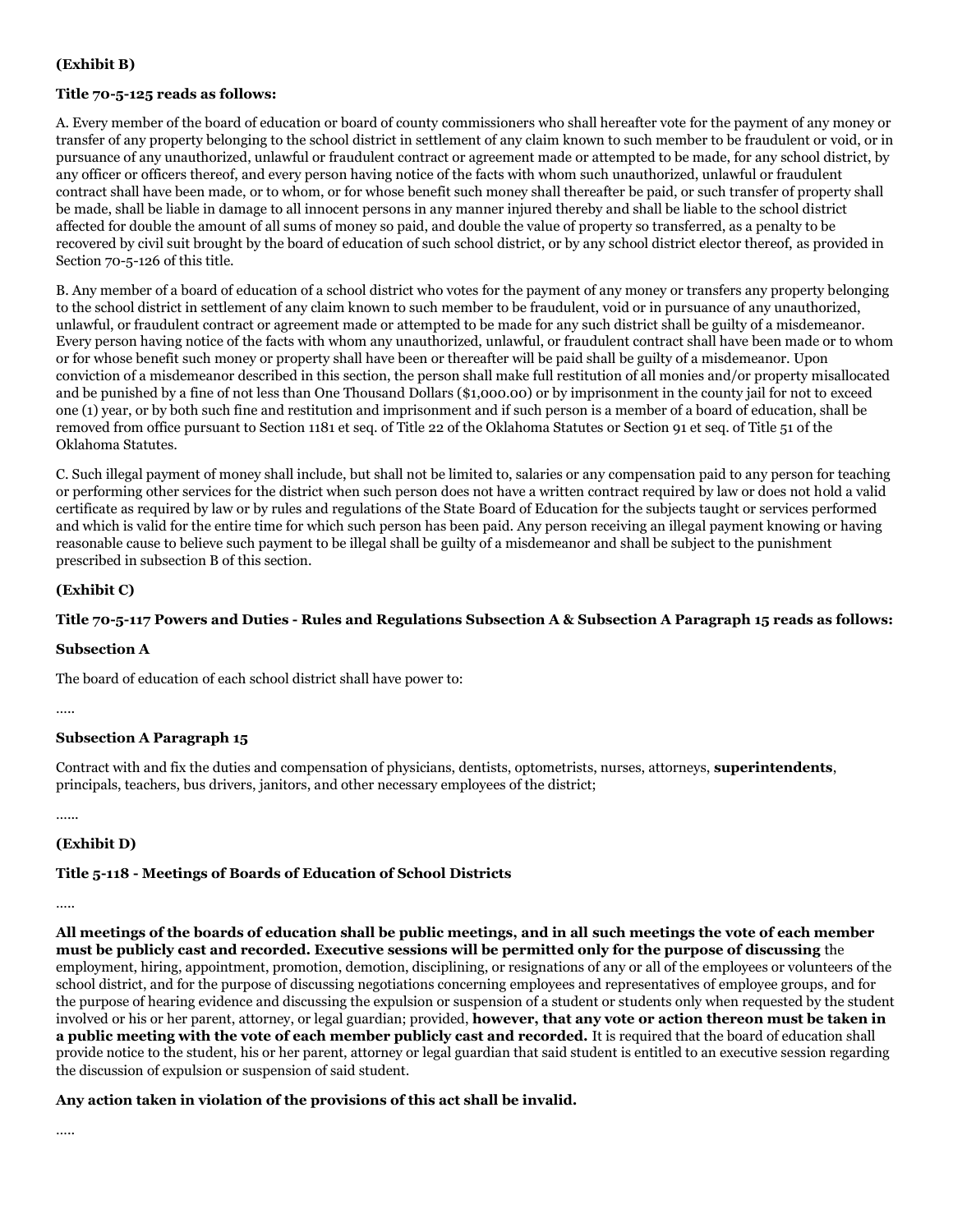**(Exhibit B)**

**Title 70-5-125 reads as follows:**

A. Every member of the board of education or board of county commissioners who shall hereafter vote for the payment of any money or transfer of any property belonging to the school district in settlement of any claim known to such member to be fraudulent or void, or in pursuance of any unauthorized, unlawful or fraudulent contract or agreement made or attempted to be made, for any school district, by any officer or officers thereof, and every person having notice of the facts with whom such unauthorized, unlawful or fraudulent contract shall have been made, or to whom, or for whose benefit such money shall thereafter be paid, or such transfer of property shall be made, shall be liable in damage to all innocent persons in any manner injured thereby and shall be liable to the school district affected for double the amount of all sums of money so paid, and double the value of property so transferred, as a penalty to be recovered by civil suit brought by the board of education of such school district, or by any school district elector thereof, as provided in Section 70-5-126 of this title.

B. Any member of a board of education of a school district who votes for the payment of any money or transfers any property belonging to the school district in settlement of any claim known to such member to be fraudulent, void or in pursuance of any unauthorized, unlawful, or fraudulent contract or agreement made or attempted to be made for any such district shall be guilty of a misdemeanor. Every person having notice of the facts with whom any unauthorized, unlawful, or fraudulent contract shall have been made or to whom or for whose benefit such money or property shall have been or thereafter will be paid shall be guilty of a misdemeanor. Upon conviction of a misdemeanor described in this section, the person shall make full restitution of all monies and/or property misallocated and be punished by a fine of not less than One Thousand Dollars ($1,000.00) or by imprisonment in the county jail for not to exceed one (1) year, or by both such fine and restitution and imprisonment and if such person is a member of a board of education, shall be removed from office pursuant to Section 1181 et seq. of Title 22 of the Oklahoma Statutes or Section 91 et seq. of Title 51 of the Oklahoma Statutes.

C. Such illegal payment of money shall include, but shall not be limited to, salaries or any compensation paid to any person for teaching or performing other services for the district when such person does not have a written contract required by law or does not hold a valid certificate as required by law or by rules and regulations of the State Board of Education for the subjects taught or services performed and which is valid for the entire time for which such person has been paid. Any person receiving an illegal payment knowing or having reasonable cause to believe such payment to be illegal shall be guilty of a misdemeanor and shall be subject to the punishment prescribed in subsection B of this section.

**(Exhibit C)**

**Title 70-5-117 Powers and Duties - Rules and Regulations Subsection A & Subsection A Paragraph 15 reads as follows:**

**Subsection A**

The board of education of each school district shall have power to:

.....

**Subsection A Paragraph 15**

Contract with and fix the duties and compensation of physicians, dentists, optometrists, nurses, attorneys, **superintendents**, principals, teachers, bus drivers, janitors, and other necessary employees of the district;

......

**(Exhibit D)**

**Title 5-118 - Meetings of Boards of Education of School Districts**

.....

**All meetings of the boards of education shall be public meetings, and in all such meetings the vote of each member must be publicly cast and recorded. Executive sessions will be permitted only for the purpose of discussing** the employment, hiring, appointment, promotion, demotion, disciplining, or resignations of any or all of the employees or volunteers of the school district, and for the purpose of discussing negotiations concerning employees and representatives of employee groups, and for the purpose of hearing evidence and discussing the expulsion or suspension of a student or students only when requested by the student involved or his or her parent, attorney, or legal guardian; provided, **however, that any vote or action thereon must be taken in a public meeting with the vote of each member publicly cast and recorded.** It is required that the board of education shall provide notice to the student, his or her parent, attorney or legal guardian that said student is entitled to an executive session regarding the discussion of expulsion or suspension of said student.

**Any action taken in violation of the provisions of this act shall be invalid.**

.....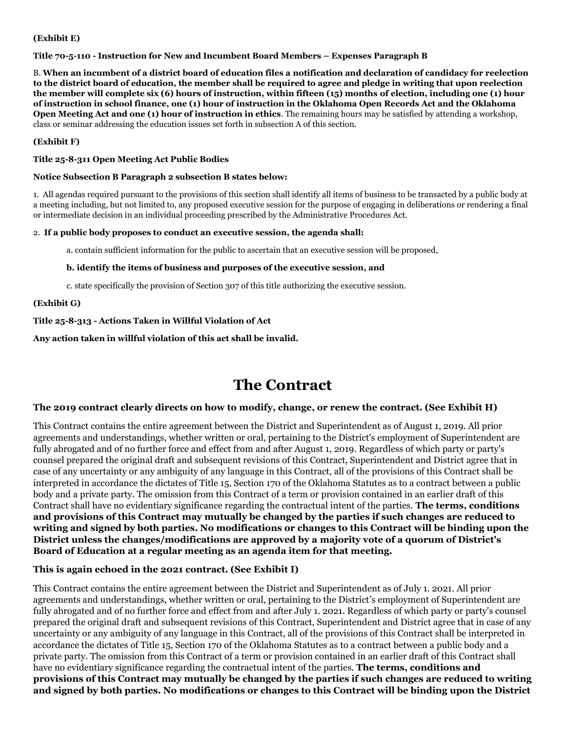**(Exhibit E)**

**Title 70-5-110 - Instruction for New and Incumbent Board Members – Expenses Paragraph B**

B. **When an incumbent of a district board of education files a notification and declaration of candidacy for reelection to the district board of education, the member shall be required to agree and pledge in writing that upon reelection the member will complete six (6) hours of instruction, within fifteen (15) months of election, including one (1) hour of instruction in school finance, one (1) hour of instruction in the Oklahoma Open Records Act and the Oklahoma Open Meeting Act and one (1) hour of instruction in ethics**. The remaining hours may be satisfied by attending a workshop, class or seminar addressing the education issues set forth in subsection A of this section.

**(Exhibit F)**

**Title 25-8-311 Open Meeting Act Public Bodies**

**Notice Subsection B Paragraph 2 subsection B states below:**

1. All agendas required pursuant to the provisions of this section shall identify all items of business to be transacted by a public body at a meeting including, but not limited to, any proposed executive session for the purpose of engaging in deliberations or rendering a final or intermediate decision in an individual proceeding prescribed by the Administrative Procedures Act.

2. **If a public body proposes to conduct an executive session, the agenda shall:**

   a. contain sufficient information for the public to ascertain that an executive session will be proposed,

   **b. identify the items of business and purposes of the executive session, and**

   c. state specifically the provision of Section 307 of this title authorizing the executive session.

**(Exhibit G)**

**Title 25-8-313 - Actions Taken in Willful Violation of Act**

**Any action taken in willful violation of this act shall be invalid.**

# The Contract

### The 2019 contract clearly directs on how to modify, change, or renew the contract. (See Exhibit H)

This Contract contains the entire agreement between the District and Superintendent as of August 1, 2019. All prior agreements and understandings, whether written or oral, pertaining to the District's employment of Superintendent are fully abrogated and of no further force and effect from and after August 1, 2019. Regardless of which party or party's counsel prepared the original draft and subsequent revisions of this Contract, Superintendent and District agree that in case of any uncertainty or any ambiguity of any language in this Contract, all of the provisions of this Contract shall be interpreted in accordance the dictates of Title 15, Section 170 of the Oklahoma Statutes as to a contract between a public body and a private party. The omission from this Contract of a term or provision contained in an earlier draft of this Contract shall have no evidentiary significance regarding the contractual intent of the parties. **The terms, conditions and provisions of this Contract may mutually be changed by the parties if such changes are reduced to writing and signed by both parties. No modifications or changes to this Contract will be binding upon the District unless the changes/modifications are approved by a majority vote of a quorum of District's Board of Education at a regular meeting as an agenda item for that meeting.**

### This is again echoed in the 2021 contract. (See Exhibit I)

This Contract contains the entire agreement between the District and Superintendent as of July 1. 2021. All prior agreements and understandings, whether written or oral, pertaining to the District's employment of Superintendent are fully abrogated and of no further force and effect from and after July 1. 2021. Regardless of which party or party's counsel prepared the original draft and subsequent revisions of this Contract, Superintendent and District agree that in case of any uncertainty or any ambiguity of any language in this Contract, all of the provisions of this Contract shall be interpreted in accordance the dictates of Title 15, Section 170 of the Oklahoma Statutes as to a contract between a public body and a private party. The omission from this Contract of a term or provision contained in an earlier draft of this Contract shall have no evidentiary significance regarding the contractual intent of the parties. **The terms, conditions and provisions of this Contract may mutually be changed by the parties if such changes are reduced to writing and signed by both parties. No modifications or changes to this Contract will be binding upon the District**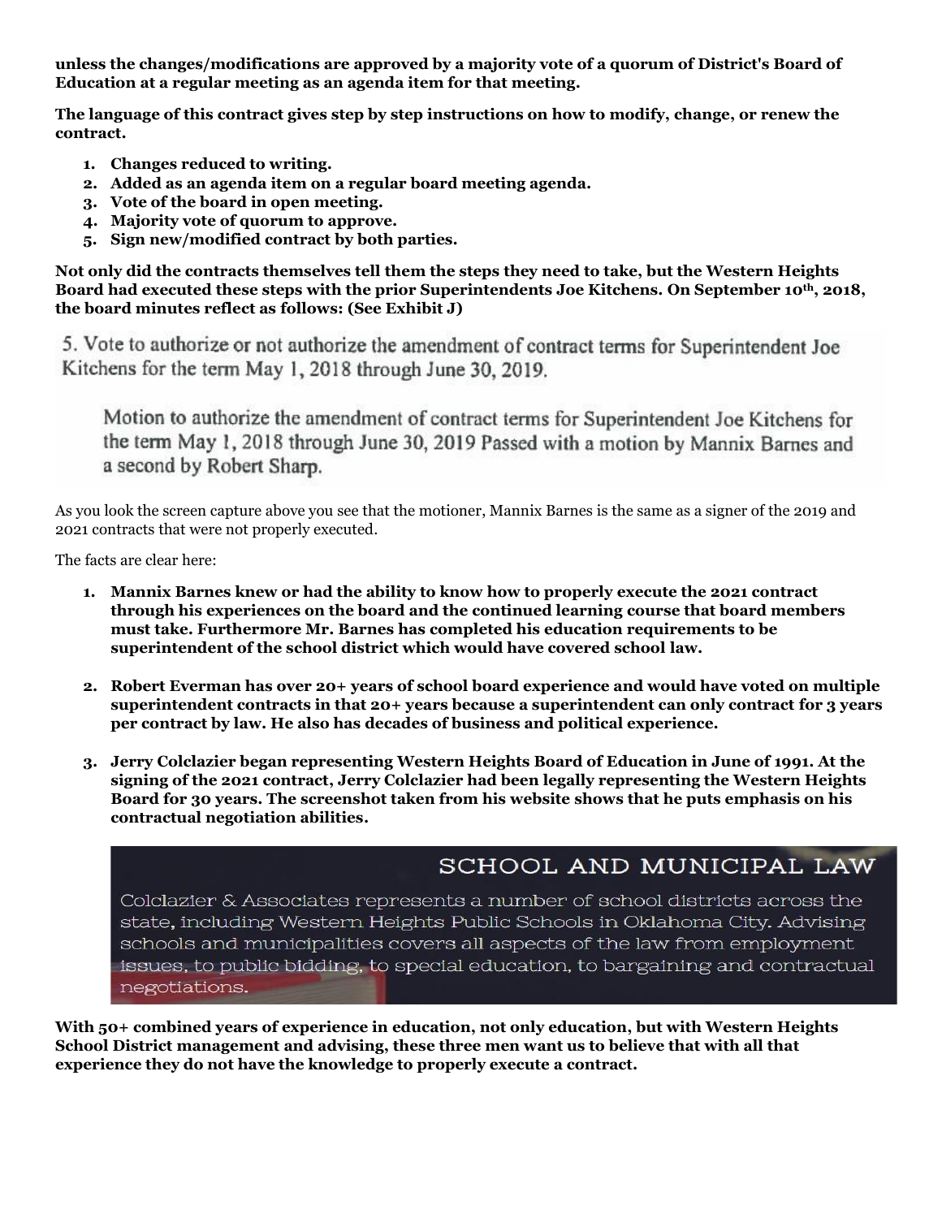**unless the changes/modifications are approved by a majority vote of a quorum of District's Board of Education at a regular meeting as an agenda item for that meeting.**

**The language of this contract gives step by step instructions on how to modify, change, or renew the contract.**

1. **Changes reduced to writing.**
2. **Added as an agenda item on a regular board meeting agenda.**
3. **Vote of the board in open meeting.**
4. **Majority vote of quorum to approve.**
5. **Sign new/modified contract by both parties.**

**Not only did the contracts themselves tell them the steps they need to take, but the Western Heights Board had executed these steps with the prior Superintendents Joe Kitchens. On September 10th, 2018, the board minutes reflect as follows: (See Exhibit J)**

5. Vote to authorize or not authorize the amendment of contract terms for Superintendent Joe Kitchens for the term May 1, 2018 through June 30, 2019.

Motion to authorize the amendment of contract terms for Superintendent Joe Kitchens for the term May 1, 2018 through June 30, 2019 Passed with a motion by Mannix Barnes and a second by Robert Sharp.

As you look the screen capture above you see that the motioner, Mannix Barnes is the same as a signer of the 2019 and 2021 contracts that were not properly executed.

The facts are clear here:

1. **Mannix Barnes knew or had the ability to know how to properly execute the 2021 contract through his experiences on the board and the continued learning course that board members must take. Furthermore Mr. Barnes has completed his education requirements to be superintendent of the school district which would have covered school law.**

2. **Robert Everman has over 20+ years of school board experience and would have voted on multiple superintendent contracts in that 20+ years because a superintendent can only contract for 3 years per contract by law. He also has decades of business and political experience.**

3. **Jerry Colclazier began representing Western Heights Board of Education in June of 1991. At the signing of the 2021 contract, Jerry Colclazier had been legally representing the Western Heights Board for 30 years. The screenshot taken from his website shows that he puts emphasis on his contractual negotiation abilities.**

SCHOOL AND MUNICIPAL LAW

Colclazier & Associates represents a number of school districts across the state, including Western Heights Public Schools in Oklahoma City. Advising schools and municipalities covers all aspects of the law from employment issues, to public bidding, to special education, to bargaining and contractual negotiations.

**With 50+ combined years of experience in education, not only education, but with Western Heights School District management and advising, these three men want us to believe that with all that experience they do not have the knowledge to properly execute a contract.**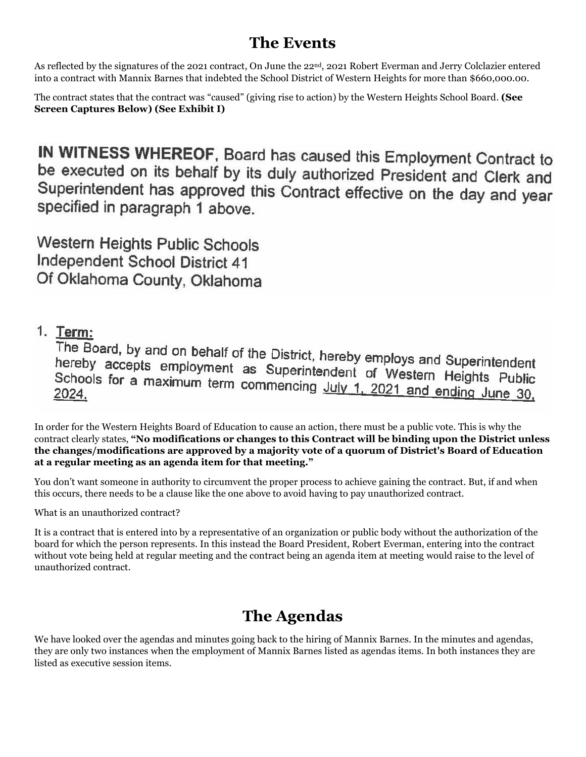## The Events

As reflected by the signatures of the 2021 contract, On June the 22nd, 2021 Robert Everman and Jerry Colclazier entered into a contract with Mannix Barnes that indebted the School District of Western Heights for more than $660,000.00.

The contract states that the contract was "caused" (giving rise to action) by the Western Heights School Board. **(See Screen Captures Below) (See Exhibit I)**

**IN WITNESS WHEREOF**, Board has caused this Employment Contract to be executed on its behalf by its duly authorized President and Clerk and Superintendent has approved this Contract effective on the day and year specified in paragraph 1 above.

Western Heights Public Schools
Independent School District 41
Of Oklahoma County, Oklahoma

1. **Term:**
   The Board, by and on behalf of the District, hereby employs and Superintendent hereby accepts employment as Superintendent of Western Heights Public Schools for a maximum term commencing July 1, 2021 and ending June 30, 2024.

In order for the Western Heights Board of Education to cause an action, there must be a public vote. This is why the contract clearly states, **"No modifications or changes to this Contract will be binding upon the District unless the changes/modifications are approved by a majority vote of a quorum of District's Board of Education at a regular meeting as an agenda item for that meeting."**

You don't want someone in authority to circumvent the proper process to achieve gaining the contract. But, if and when this occurs, there needs to be a clause like the one above to avoid having to pay unauthorized contract.

What is an unauthorized contract?

It is a contract that is entered into by a representative of an organization or public body without the authorization of the board for which the person represents. In this instead the Board President, Robert Everman, entering into the contract without vote being held at regular meeting and the contract being an agenda item at meeting would raise to the level of unauthorized contract.

## The Agendas

We have looked over the agendas and minutes going back to the hiring of Mannix Barnes. In the minutes and agendas, they are only two instances when the employment of Mannix Barnes listed as agendas items. In both instances they are listed as executive session items.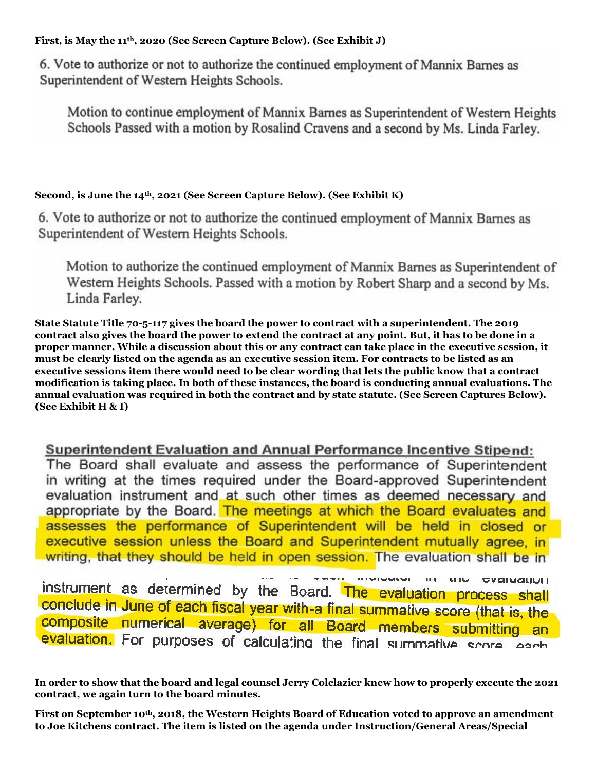**First, is May the 11th, 2020 (See Screen Capture Below). (See Exhibit J)**

6. Vote to authorize or not to authorize the continued employment of Mannix Barnes as Superintendent of Western Heights Schools.

> Motion to continue employment of Mannix Barnes as Superintendent of Western Heights Schools Passed with a motion by Rosalind Cravens and a second by Ms. Linda Farley.

**Second, is June the 14th, 2021 (See Screen Capture Below). (See Exhibit K)**

6. Vote to authorize or not to authorize the continued employment of Mannix Barnes as Superintendent of Western Heights Schools.

> Motion to authorize the continued employment of Mannix Barnes as Superintendent of Western Heights Schools. Passed with a motion by Robert Sharp and a second by Ms. Linda Farley.

**State Statute Title 70-5-117 gives the board the power to contract with a superintendent. The 2019 contract also gives the board the power to extend the contract at any point. But, it has to be done in a proper manner. While a discussion about this or any contract can take place in the executive session, it must be clearly listed on the agenda as an executive session item. For contracts to be listed as an executive sessions item there would need to be clear wording that lets the public know that a contract modification is taking place. In both of these instances, the board is conducting annual evaluations. The annual evaluation was required in both the contract and by state statute. (See Screen Captures Below). (See Exhibit H & I)**

<u>Superintendent Evaluation and Annual Performance Incentive Stipend:</u>
The Board shall evaluate and assess the performance of Superintendent in writing at the times required under the Board-approved Superintendent evaluation instrument and at such other times as deemed necessary and appropriate by the Board. The meetings at which the Board evaluates and assesses the performance of Superintendent will be held in closed or executive session unless the Board and Superintendent mutually agree, in writing, that they should be held in open session. The evaluation shall be in

... instrument as determined by the Board. The evaluation process shall conclude in June of each fiscal year with-a final summative score (that is, the composite numerical average) for all Board members submitting an evaluation. For purposes of calculating the final summative score each

**In order to show that the board and legal counsel Jerry Colclazier knew how to properly execute the 2021 contract, we again turn to the board minutes.**

**First on September 10th, 2018, the Western Heights Board of Education voted to approve an amendment to Joe Kitchens contract. The item is listed on the agenda under Instruction/General Areas/Special**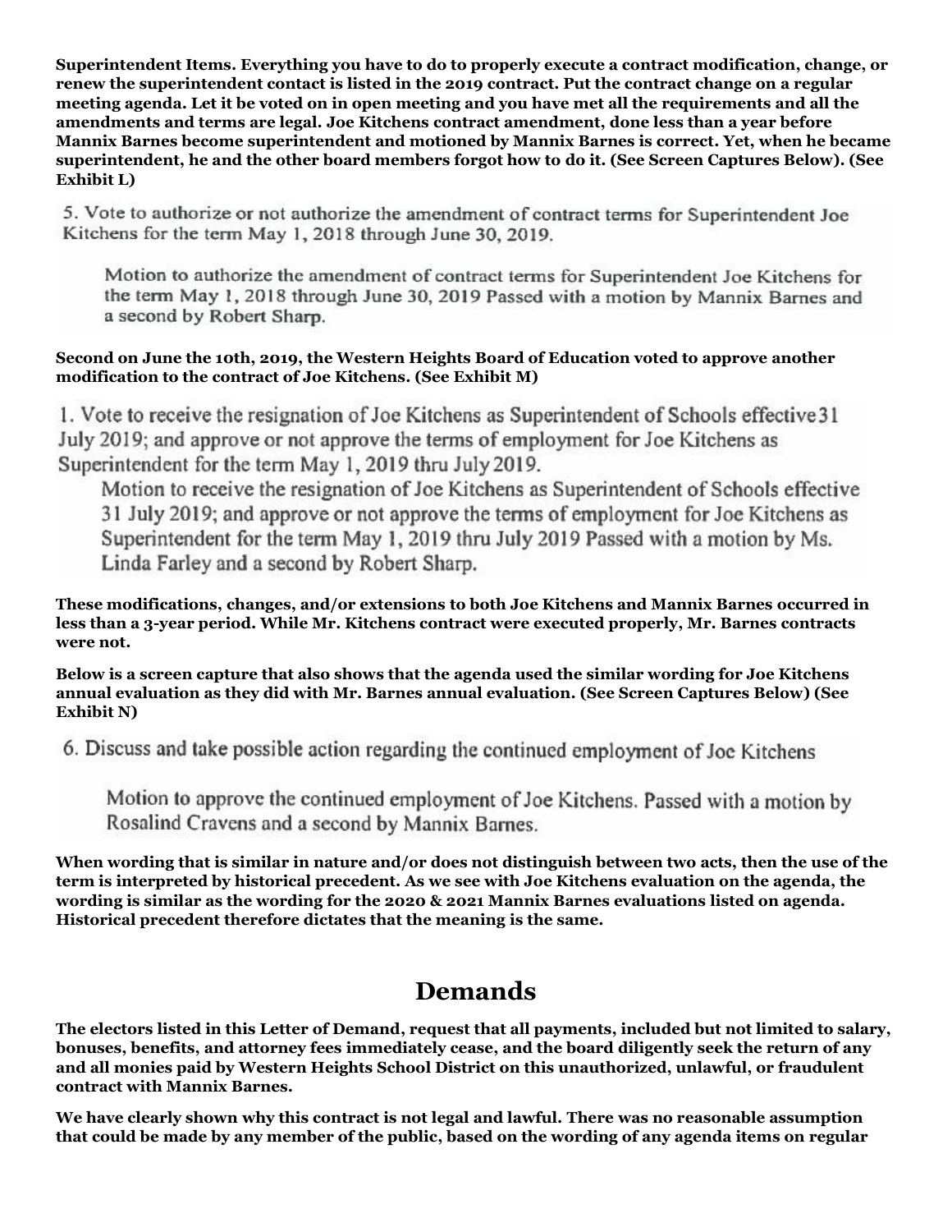**Superintendent Items. Everything you have to do to properly execute a contract modification, change, or renew the superintendent contact is listed in the 2019 contract. Put the contract change on a regular meeting agenda. Let it be voted on in open meeting and you have met all the requirements and all the amendments and terms are legal. Joe Kitchens contract amendment, done less than a year before Mannix Barnes become superintendent and motioned by Mannix Barnes is correct. Yet, when he became superintendent, he and the other board members forgot how to do it. (See Screen Captures Below). (See Exhibit L)**

5. Vote to authorize or not authorize the amendment of contract terms for Superintendent Joe Kitchens for the term May 1, 2018 through June 30, 2019.

> Motion to authorize the amendment of contract terms for Superintendent Joe Kitchens for the term May 1, 2018 through June 30, 2019 Passed with a motion by Mannix Barnes and a second by Robert Sharp.

**Second on June the 10th, 2019, the Western Heights Board of Education voted to approve another modification to the contract of Joe Kitchens. (See Exhibit M)**

1. Vote to receive the resignation of Joe Kitchens as Superintendent of Schools effective 31 July 2019; and approve or not approve the terms of employment for Joe Kitchens as Superintendent for the term May 1, 2019 thru July 2019.

> Motion to receive the resignation of Joe Kitchens as Superintendent of Schools effective 31 July 2019; and approve or not approve the terms of employment for Joe Kitchens as Superintendent for the term May 1, 2019 thru July 2019 Passed with a motion by Ms. Linda Farley and a second by Robert Sharp.

**These modifications, changes, and/or extensions to both Joe Kitchens and Mannix Barnes occurred in less than a 3-year period. While Mr. Kitchens contract were executed properly, Mr. Barnes contracts were not.**

**Below is a screen capture that also shows that the agenda used the similar wording for Joe Kitchens annual evaluation as they did with Mr. Barnes annual evaluation. (See Screen Captures Below) (See Exhibit N)**

6. Discuss and take possible action regarding the continued employment of Joe Kitchens

> Motion to approve the continued employment of Joe Kitchens. Passed with a motion by Rosalind Cravens and a second by Mannix Barnes.

**When wording that is similar in nature and/or does not distinguish between two acts, then the use of the term is interpreted by historical precedent. As we see with Joe Kitchens evaluation on the agenda, the wording is similar as the wording for the 2020 & 2021 Mannix Barnes evaluations listed on agenda. Historical precedent therefore dictates that the meaning is the same.**

## Demands

**The electors listed in this Letter of Demand, request that all payments, included but not limited to salary, bonuses, benefits, and attorney fees immediately cease, and the board diligently seek the return of any and all monies paid by Western Heights School District on this unauthorized, unlawful, or fraudulent contract with Mannix Barnes.**

**We have clearly shown why this contract is not legal and lawful. There was no reasonable assumption that could be made by any member of the public, based on the wording of any agenda items on regular**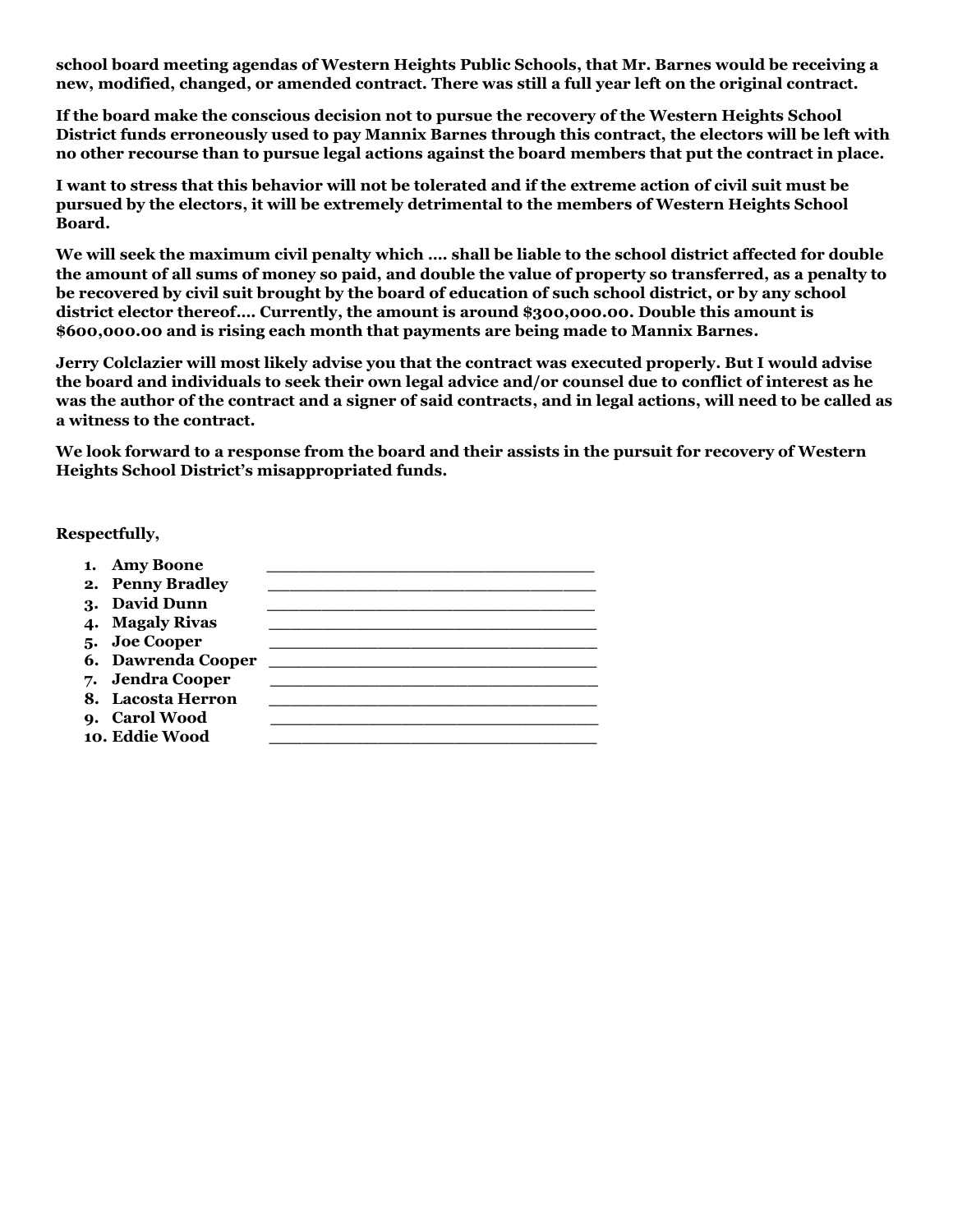**school board meeting agendas of Western Heights Public Schools, that Mr. Barnes would be receiving a new, modified, changed, or amended contract. There was still a full year left on the original contract.**

**If the board make the conscious decision not to pursue the recovery of the Western Heights School District funds erroneously used to pay Mannix Barnes through this contract, the electors will be left with no other recourse than to pursue legal actions against the board members that put the contract in place.**

**I want to stress that this behavior will not be tolerated and if the extreme action of civil suit must be pursued by the electors, it will be extremely detrimental to the members of Western Heights School Board.**

**We will seek the maximum civil penalty which …. shall be liable to the school district affected for double the amount of all sums of money so paid, and double the value of property so transferred, as a penalty to be recovered by civil suit brought by the board of education of such school district, or by any school district elector thereof…. Currently, the amount is around $300,000.00. Double this amount is $600,000.00 and is rising each month that payments are being made to Mannix Barnes.**

**Jerry Colclazier will most likely advise you that the contract was executed properly. But I would advise the board and individuals to seek their own legal advice and/or counsel due to conflict of interest as he was the author of the contract and a signer of said contracts, and in legal actions, will need to be called as a witness to the contract.**

**We look forward to a response from the board and their assists in the pursuit for recovery of Western Heights School District's misappropriated funds.**

**Respectfully,**

1. **Amy Boone** ______________________________
2. **Penny Bradley** ______________________________
3. **David Dunn** ______________________________
4. **Magaly Rivas** ______________________________
5. **Joe Cooper** ______________________________
6. **Dawrenda Cooper** ______________________________
7. **Jendra Cooper** ______________________________
8. **Lacosta Herron** ______________________________
9. **Carol Wood** ______________________________
10. **Eddie Wood** ______________________________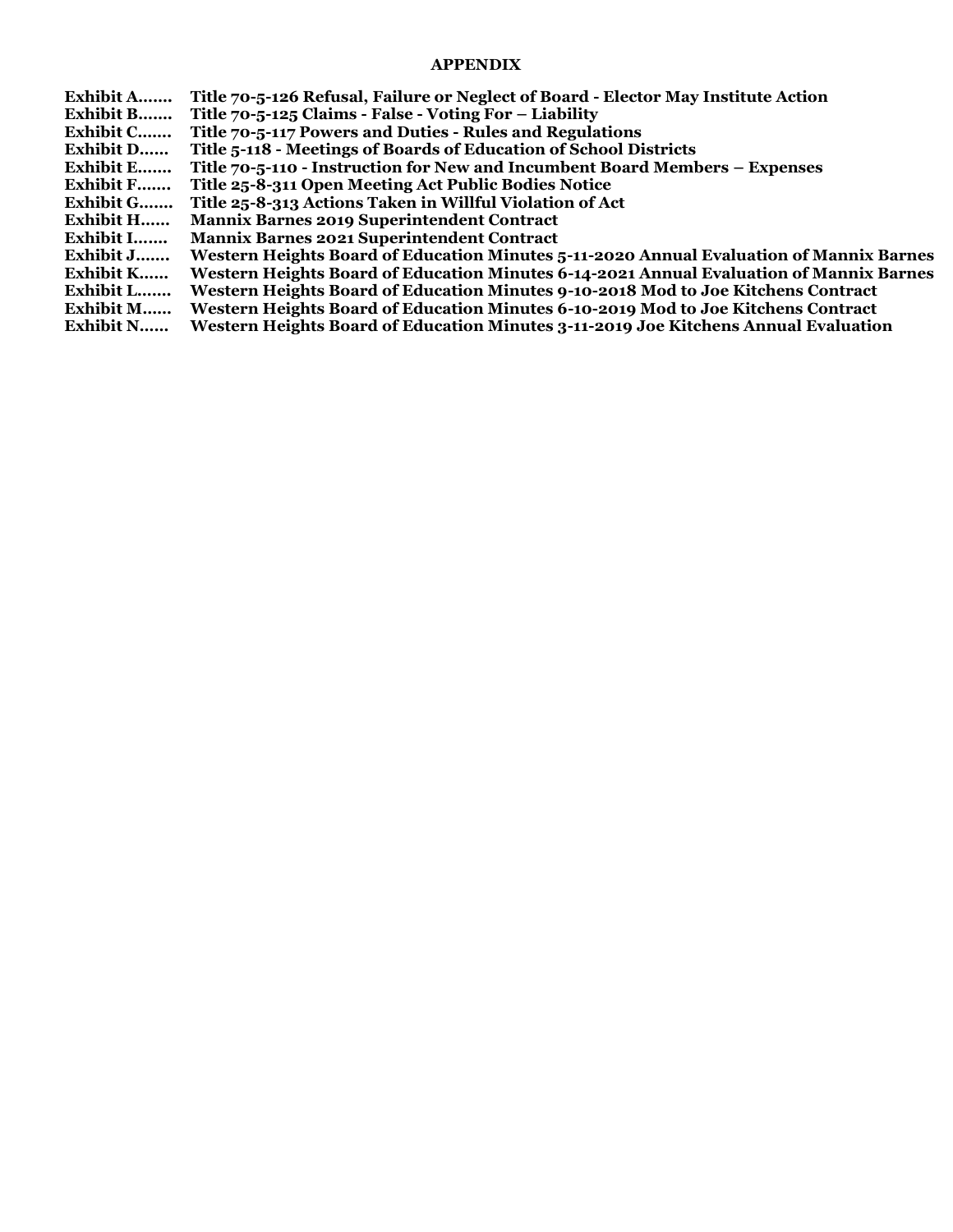**APPENDIX**

**Exhibit A....... Title 70-5-126 Refusal, Failure or Neglect of Board - Elector May Institute Action**
**Exhibit B....... Title 70-5-125 Claims - False - Voting For – Liability**
**Exhibit C....... Title 70-5-117 Powers and Duties - Rules and Regulations**
**Exhibit D...... Title 5-118 - Meetings of Boards of Education of School Districts**
**Exhibit E....... Title 70-5-110 - Instruction for New and Incumbent Board Members – Expenses**
**Exhibit F....... Title 25-8-311 Open Meeting Act Public Bodies Notice**
**Exhibit G....... Title 25-8-313 Actions Taken in Willful Violation of Act**
**Exhibit H...... Mannix Barnes 2019 Superintendent Contract**
**Exhibit I....... Mannix Barnes 2021 Superintendent Contract**
**Exhibit J....... Western Heights Board of Education Minutes 5-11-2020 Annual Evaluation of Mannix Barnes**
**Exhibit K...... Western Heights Board of Education Minutes 6-14-2021 Annual Evaluation of Mannix Barnes**
**Exhibit L....... Western Heights Board of Education Minutes 9-10-2018 Mod to Joe Kitchens Contract**
**Exhibit M...... Western Heights Board of Education Minutes 6-10-2019 Mod to Joe Kitchens Contract**
**Exhibit N...... Western Heights Board of Education Minutes 3-11-2019 Joe Kitchens Annual Evaluation**